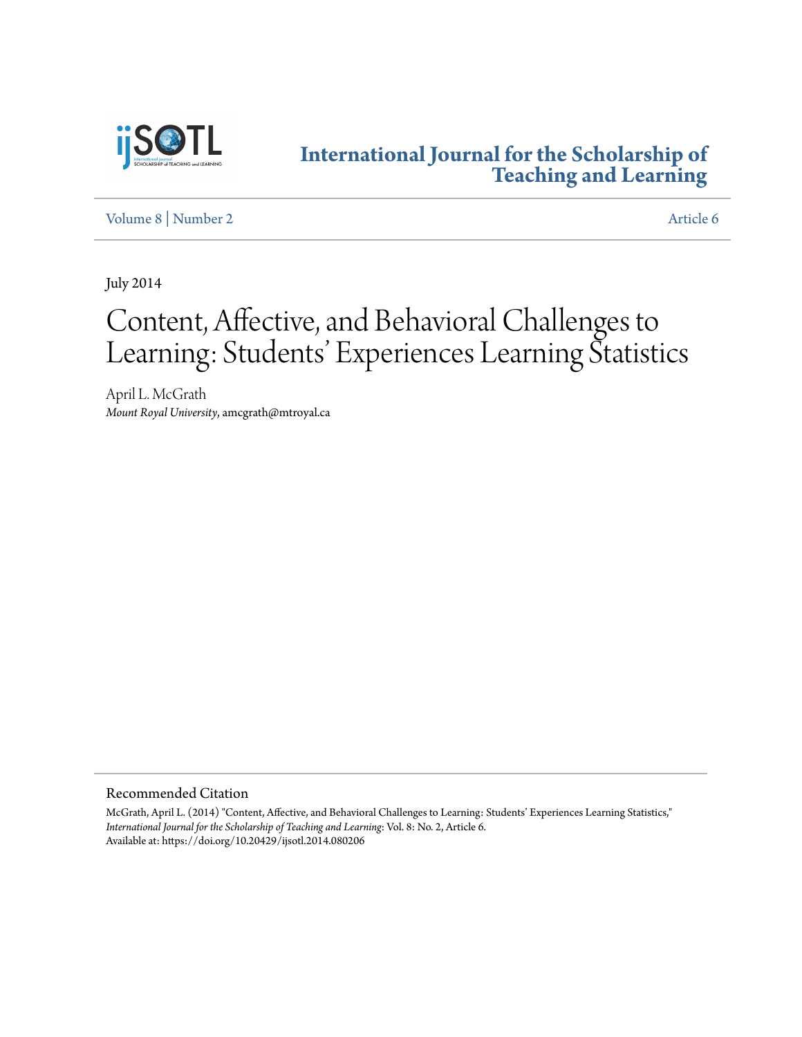# International Journal for the Scholarship of Teaching and Learning

Volume 8 | Number 2 Article 6

July 2014

# Content, Affective, and Behavioral Challenges to Learning: Students' Experiences Learning Statistics

April L. McGrath
*Mount Royal University*, amcgrath@mtroyal.ca

## Recommended Citation

McGrath, April L. (2014) "Content, Affective, and Behavioral Challenges to Learning: Students' Experiences Learning Statistics," *International Journal for the Scholarship of Teaching and Learning*: Vol. 8: No. 2, Article 6.
Available at: https://doi.org/10.20429/ijsotl.2014.080206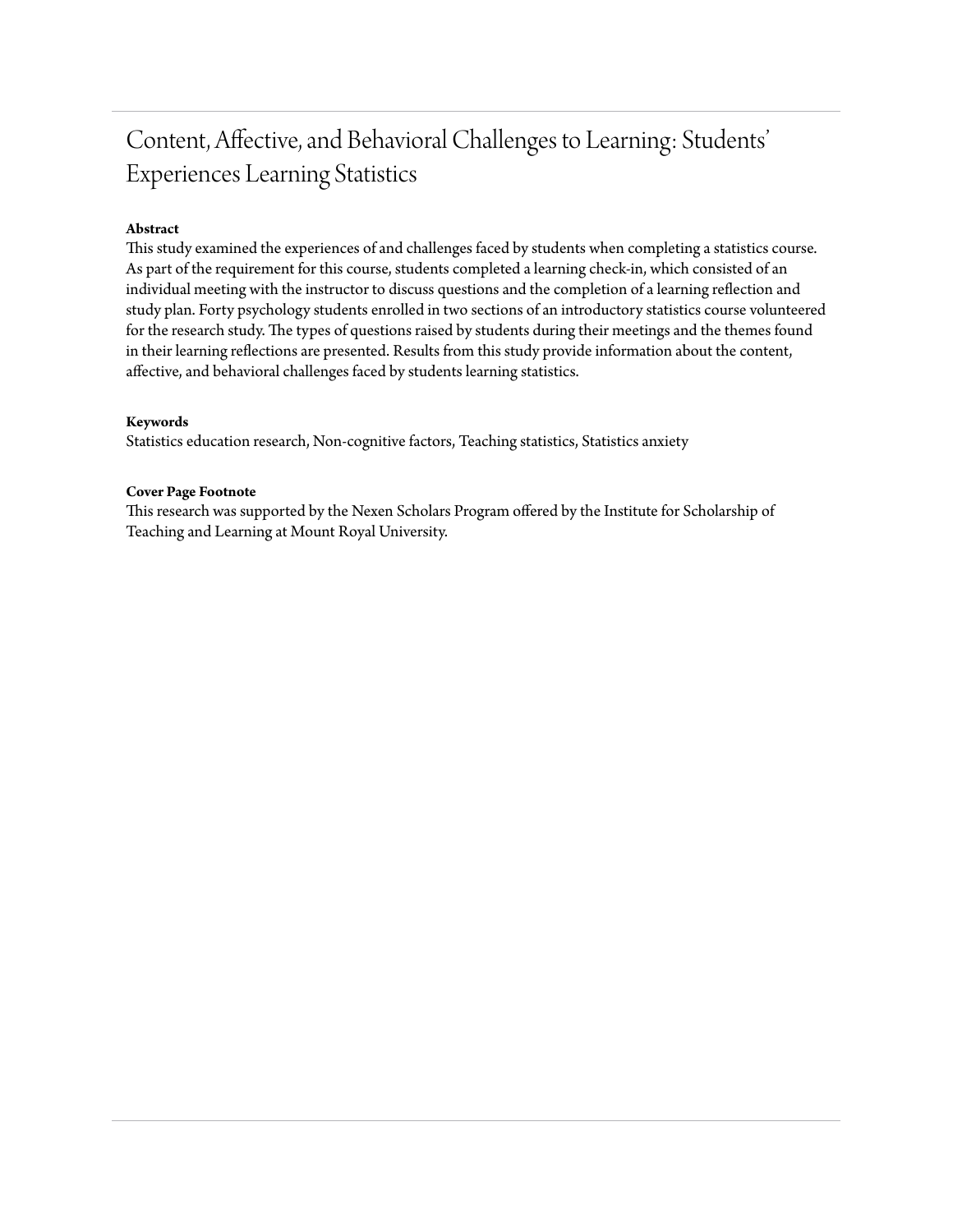# Content, Affective, and Behavioral Challenges to Learning: Students' Experiences Learning Statistics

**Abstract**

This study examined the experiences of and challenges faced by students when completing a statistics course. As part of the requirement for this course, students completed a learning check-in, which consisted of an individual meeting with the instructor to discuss questions and the completion of a learning reflection and study plan. Forty psychology students enrolled in two sections of an introductory statistics course volunteered for the research study. The types of questions raised by students during their meetings and the themes found in their learning reflections are presented. Results from this study provide information about the content, affective, and behavioral challenges faced by students learning statistics.

**Keywords**

Statistics education research, Non-cognitive factors, Teaching statistics, Statistics anxiety

**Cover Page Footnote**

This research was supported by the Nexen Scholars Program offered by the Institute for Scholarship of Teaching and Learning at Mount Royal University.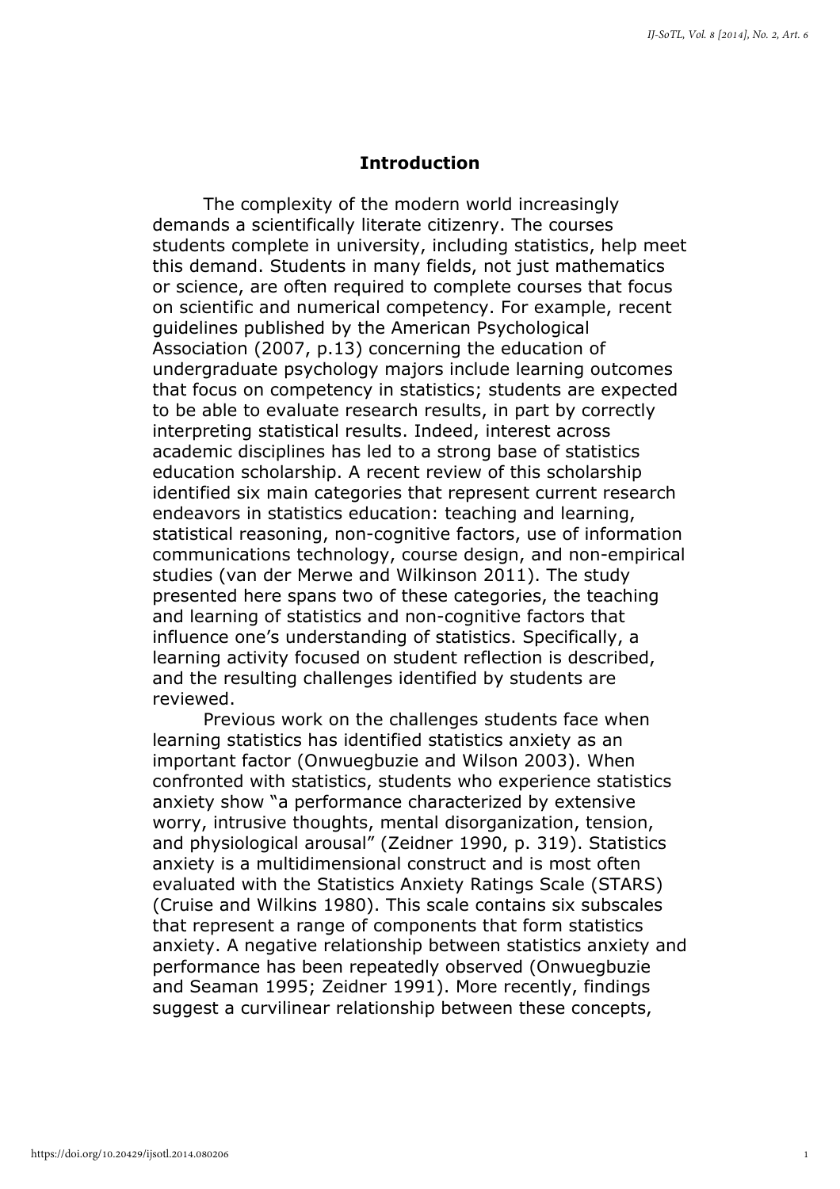## Introduction

The complexity of the modern world increasingly demands a scientifically literate citizenry. The courses students complete in university, including statistics, help meet this demand. Students in many fields, not just mathematics or science, are often required to complete courses that focus on scientific and numerical competency. For example, recent guidelines published by the American Psychological Association (2007, p.13) concerning the education of undergraduate psychology majors include learning outcomes that focus on competency in statistics; students are expected to be able to evaluate research results, in part by correctly interpreting statistical results. Indeed, interest across academic disciplines has led to a strong base of statistics education scholarship. A recent review of this scholarship identified six main categories that represent current research endeavors in statistics education: teaching and learning, statistical reasoning, non-cognitive factors, use of information communications technology, course design, and non-empirical studies (van der Merwe and Wilkinson 2011). The study presented here spans two of these categories, the teaching and learning of statistics and non-cognitive factors that influence one's understanding of statistics. Specifically, a learning activity focused on student reflection is described, and the resulting challenges identified by students are reviewed.

Previous work on the challenges students face when learning statistics has identified statistics anxiety as an important factor (Onwuegbuzie and Wilson 2003). When confronted with statistics, students who experience statistics anxiety show "a performance characterized by extensive worry, intrusive thoughts, mental disorganization, tension, and physiological arousal" (Zeidner 1990, p. 319). Statistics anxiety is a multidimensional construct and is most often evaluated with the Statistics Anxiety Ratings Scale (STARS) (Cruise and Wilkins 1980). This scale contains six subscales that represent a range of components that form statistics anxiety. A negative relationship between statistics anxiety and performance has been repeatedly observed (Onwuegbuzie and Seaman 1995; Zeidner 1991). More recently, findings suggest a curvilinear relationship between these concepts,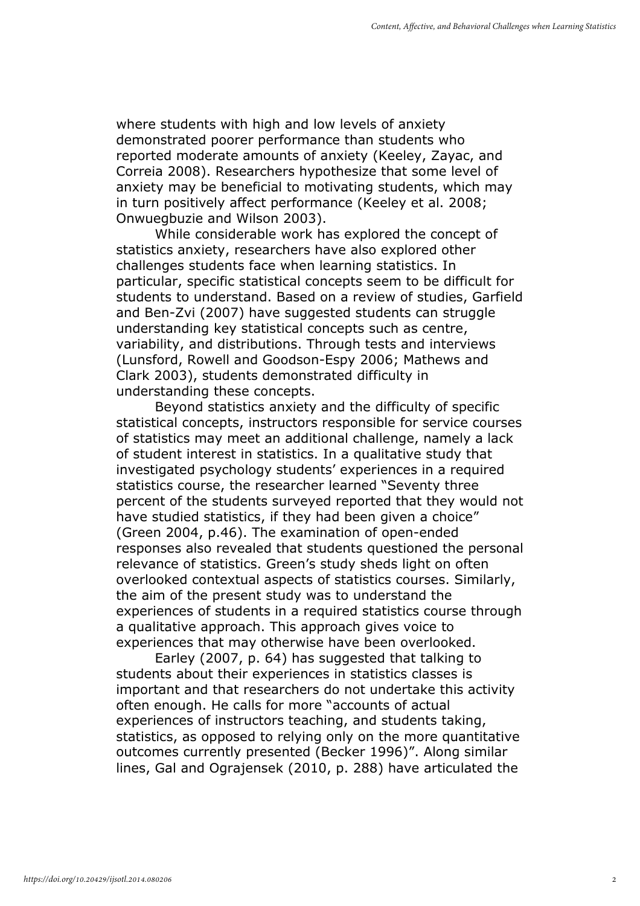where students with high and low levels of anxiety demonstrated poorer performance than students who reported moderate amounts of anxiety (Keeley, Zayac, and Correia 2008). Researchers hypothesize that some level of anxiety may be beneficial to motivating students, which may in turn positively affect performance (Keeley et al. 2008; Onwuegbuzie and Wilson 2003).

While considerable work has explored the concept of statistics anxiety, researchers have also explored other challenges students face when learning statistics. In particular, specific statistical concepts seem to be difficult for students to understand. Based on a review of studies, Garfield and Ben-Zvi (2007) have suggested students can struggle understanding key statistical concepts such as centre, variability, and distributions. Through tests and interviews (Lunsford, Rowell and Goodson-Espy 2006; Mathews and Clark 2003), students demonstrated difficulty in understanding these concepts.

Beyond statistics anxiety and the difficulty of specific statistical concepts, instructors responsible for service courses of statistics may meet an additional challenge, namely a lack of student interest in statistics. In a qualitative study that investigated psychology students' experiences in a required statistics course, the researcher learned "Seventy three percent of the students surveyed reported that they would not have studied statistics, if they had been given a choice" (Green 2004, p.46). The examination of open-ended responses also revealed that students questioned the personal relevance of statistics. Green's study sheds light on often overlooked contextual aspects of statistics courses. Similarly, the aim of the present study was to understand the experiences of students in a required statistics course through a qualitative approach. This approach gives voice to experiences that may otherwise have been overlooked.

Earley (2007, p. 64) has suggested that talking to students about their experiences in statistics classes is important and that researchers do not undertake this activity often enough. He calls for more "accounts of actual experiences of instructors teaching, and students taking, statistics, as opposed to relying only on the more quantitative outcomes currently presented (Becker 1996)". Along similar lines, Gal and Ograjensek (2010, p. 288) have articulated the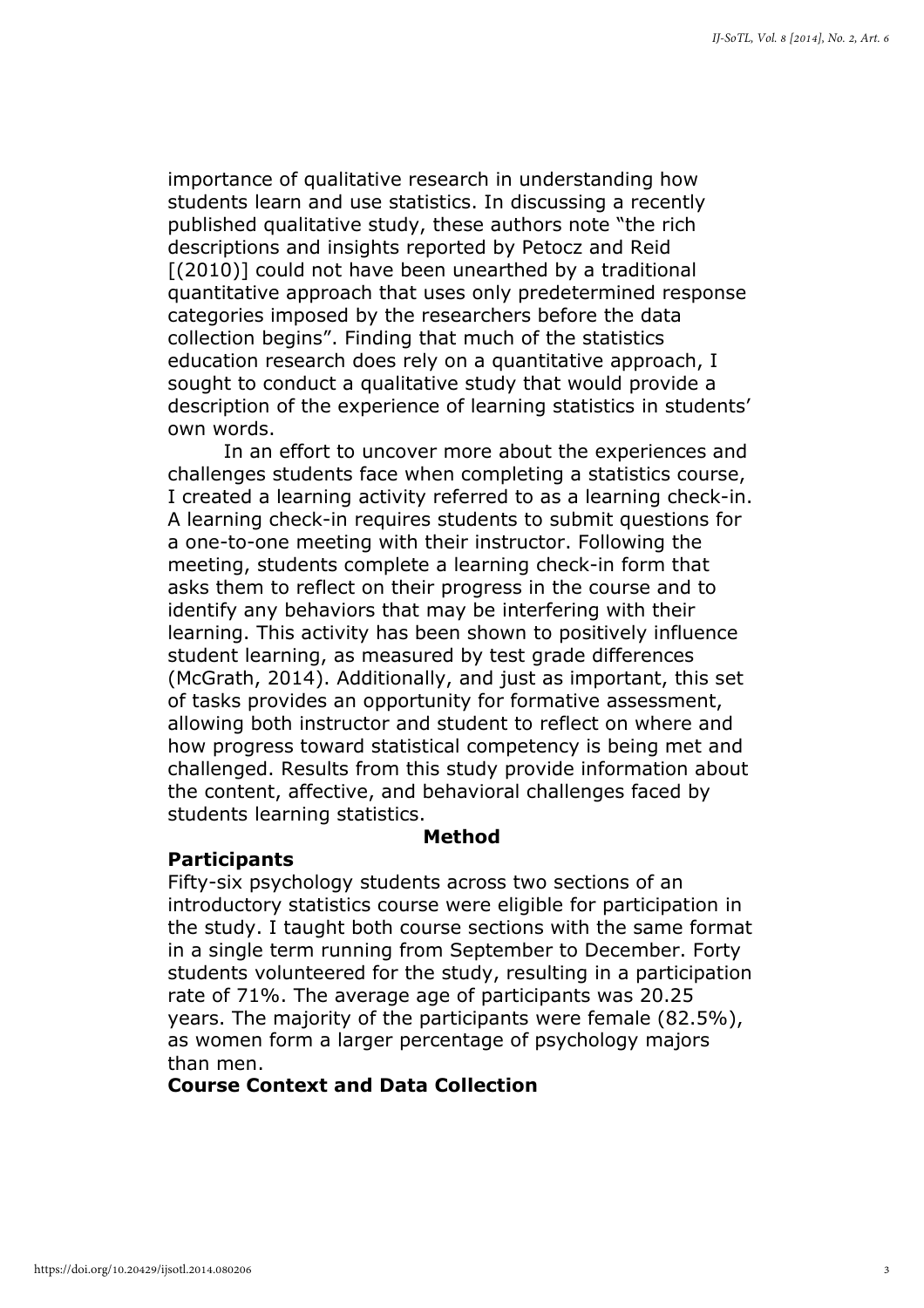importance of qualitative research in understanding how students learn and use statistics. In discussing a recently published qualitative study, these authors note "the rich descriptions and insights reported by Petocz and Reid [(2010)] could not have been unearthed by a traditional quantitative approach that uses only predetermined response categories imposed by the researchers before the data collection begins". Finding that much of the statistics education research does rely on a quantitative approach, I sought to conduct a qualitative study that would provide a description of the experience of learning statistics in students' own words.

In an effort to uncover more about the experiences and challenges students face when completing a statistics course, I created a learning activity referred to as a learning check-in. A learning check-in requires students to submit questions for a one-to-one meeting with their instructor. Following the meeting, students complete a learning check-in form that asks them to reflect on their progress in the course and to identify any behaviors that may be interfering with their learning. This activity has been shown to positively influence student learning, as measured by test grade differences (McGrath, 2014). Additionally, and just as important, this set of tasks provides an opportunity for formative assessment, allowing both instructor and student to reflect on where and how progress toward statistical competency is being met and challenged. Results from this study provide information about the content, affective, and behavioral challenges faced by students learning statistics.

## Method

### Participants

Fifty-six psychology students across two sections of an introductory statistics course were eligible for participation in the study. I taught both course sections with the same format in a single term running from September to December. Forty students volunteered for the study, resulting in a participation rate of 71%. The average age of participants was 20.25 years. The majority of the participants were female (82.5%), as women form a larger percentage of psychology majors than men.

### Course Context and Data Collection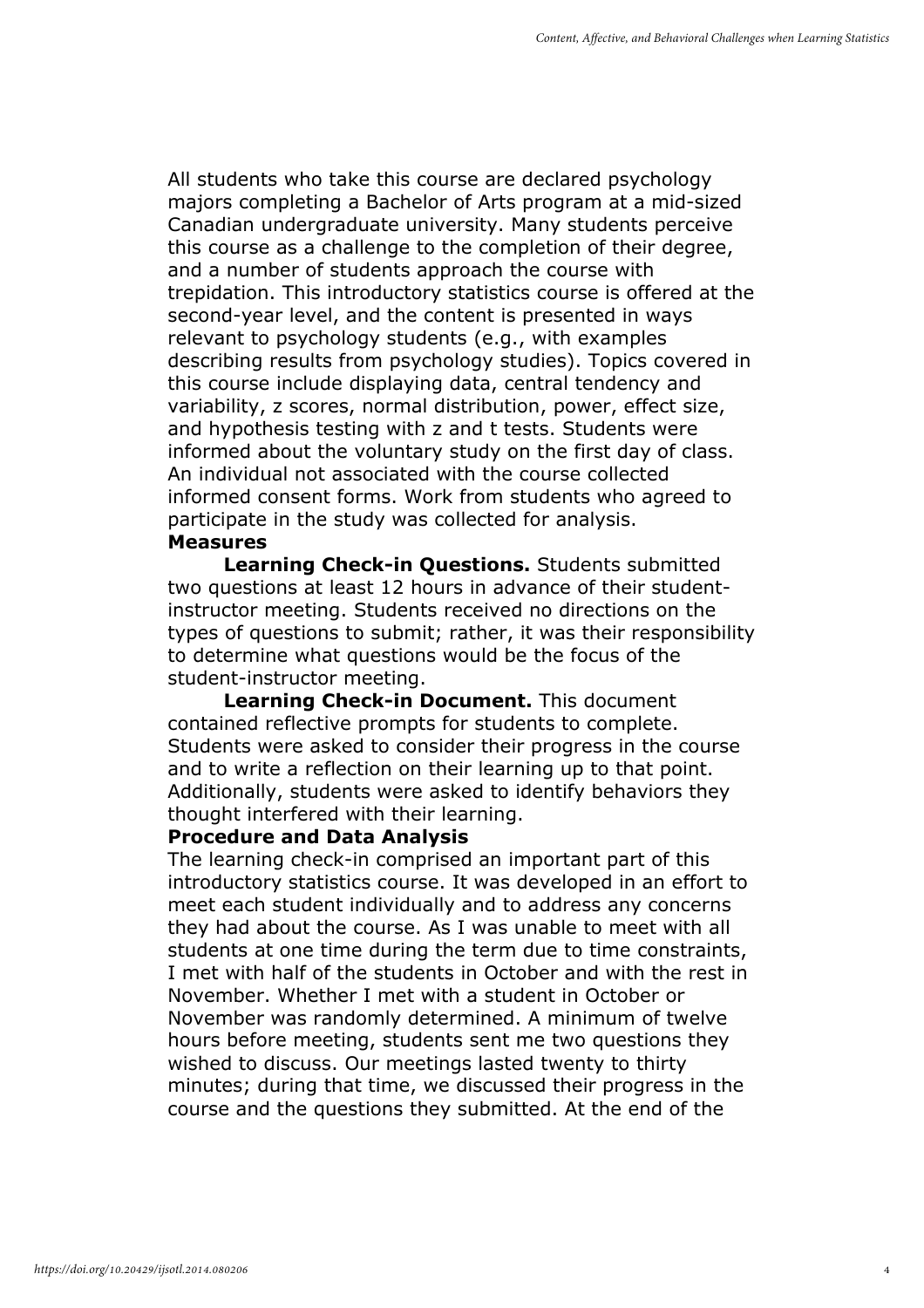All students who take this course are declared psychology majors completing a Bachelor of Arts program at a mid-sized Canadian undergraduate university. Many students perceive this course as a challenge to the completion of their degree, and a number of students approach the course with trepidation. This introductory statistics course is offered at the second-year level, and the content is presented in ways relevant to psychology students (e.g., with examples describing results from psychology studies). Topics covered in this course include displaying data, central tendency and variability, z scores, normal distribution, power, effect size, and hypothesis testing with z and t tests. Students were informed about the voluntary study on the first day of class. An individual not associated with the course collected informed consent forms. Work from students who agreed to participate in the study was collected for analysis.

## Measures

**Learning Check-in Questions.** Students submitted two questions at least 12 hours in advance of their student-instructor meeting. Students received no directions on the types of questions to submit; rather, it was their responsibility to determine what questions would be the focus of the student-instructor meeting.

**Learning Check-in Document.** This document contained reflective prompts for students to complete. Students were asked to consider their progress in the course and to write a reflection on their learning up to that point. Additionally, students were asked to identify behaviors they thought interfered with their learning.

## Procedure and Data Analysis

The learning check-in comprised an important part of this introductory statistics course. It was developed in an effort to meet each student individually and to address any concerns they had about the course. As I was unable to meet with all students at one time during the term due to time constraints, I met with half of the students in October and with the rest in November. Whether I met with a student in October or November was randomly determined. A minimum of twelve hours before meeting, students sent me two questions they wished to discuss. Our meetings lasted twenty to thirty minutes; during that time, we discussed their progress in the course and the questions they submitted. At the end of the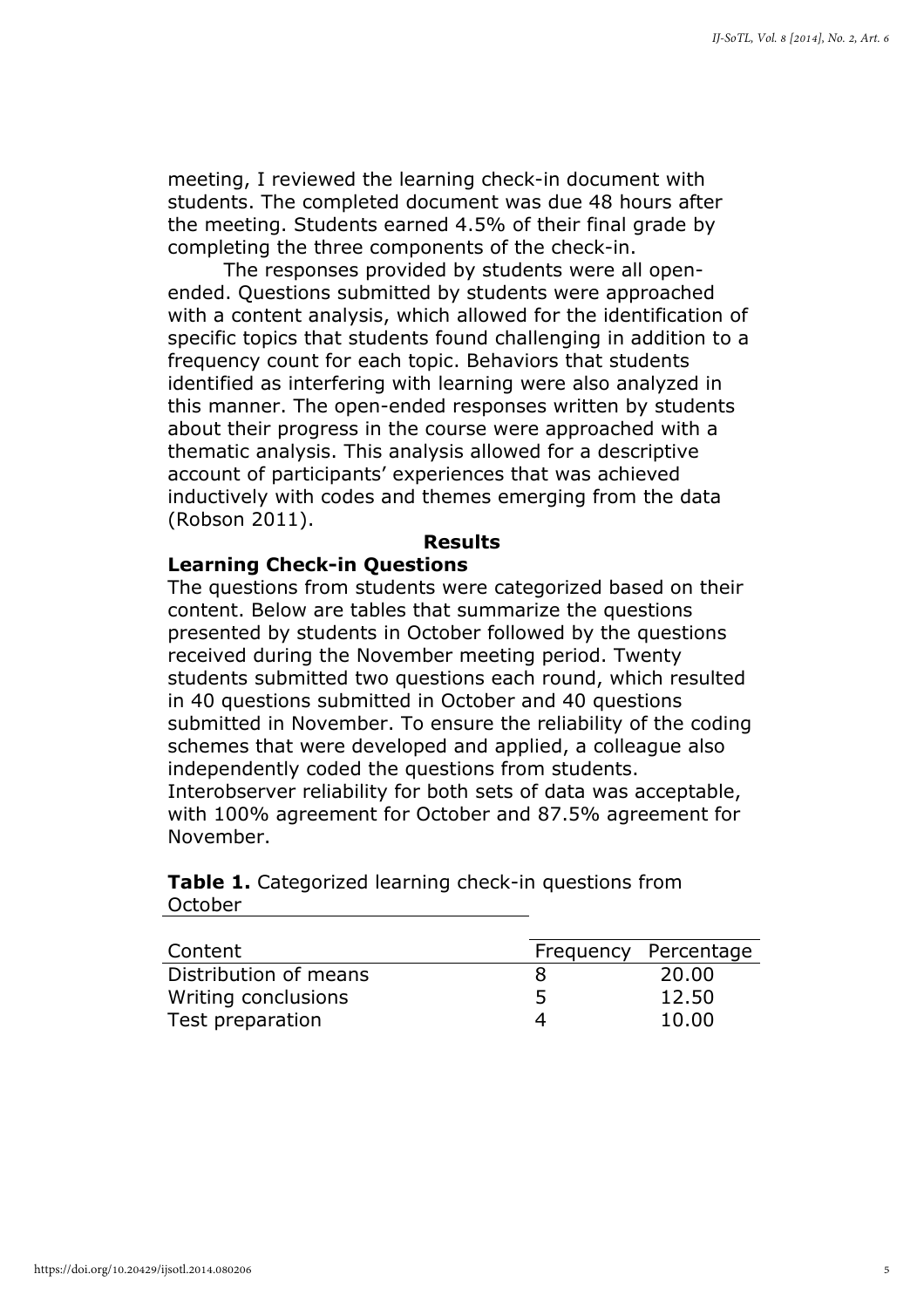meeting, I reviewed the learning check-in document with students. The completed document was due 48 hours after the meeting. Students earned 4.5% of their final grade by completing the three components of the check-in.

The responses provided by students were all open-ended. Questions submitted by students were approached with a content analysis, which allowed for the identification of specific topics that students found challenging in addition to a frequency count for each topic. Behaviors that students identified as interfering with learning were also analyzed in this manner. The open-ended responses written by students about their progress in the course were approached with a thematic analysis. This analysis allowed for a descriptive account of participants' experiences that was achieved inductively with codes and themes emerging from the data (Robson 2011).

## Results

### Learning Check-in Questions

The questions from students were categorized based on their content. Below are tables that summarize the questions presented by students in October followed by the questions received during the November meeting period. Twenty students submitted two questions each round, which resulted in 40 questions submitted in October and 40 questions submitted in November. To ensure the reliability of the coding schemes that were developed and applied, a colleague also independently coded the questions from students. Interobserver reliability for both sets of data was acceptable, with 100% agreement for October and 87.5% agreement for November.

**Table 1.** Categorized learning check-in questions from October

| Content | Frequency | Percentage |
|---|---|---|
| Distribution of means | 8 | 20.00 |
| Writing conclusions | 5 | 12.50 |
| Test preparation | 4 | 10.00 |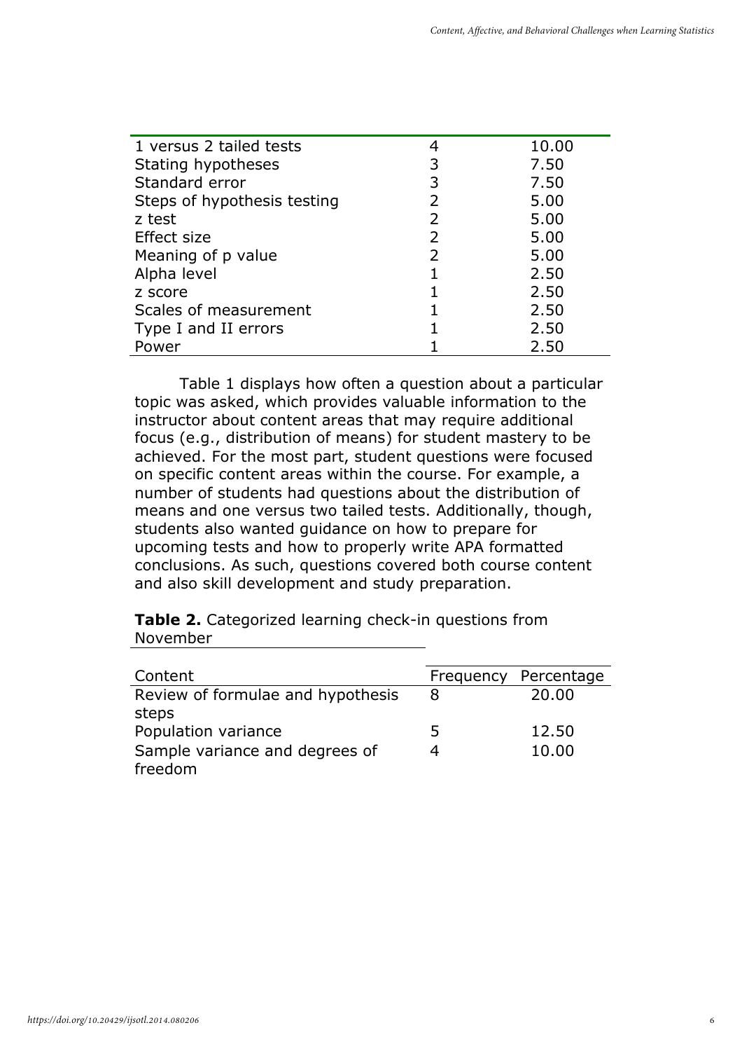| | | |
|---|---|---|
| 1 versus 2 tailed tests | 4 | 10.00 |
| Stating hypotheses | 3 | 7.50 |
| Standard error | 3 | 7.50 |
| Steps of hypothesis testing | 2 | 5.00 |
| z test | 2 | 5.00 |
| Effect size | 2 | 5.00 |
| Meaning of p value | 2 | 5.00 |
| Alpha level | 1 | 2.50 |
| z score | 1 | 2.50 |
| Scales of measurement | 1 | 2.50 |
| Type I and II errors | 1 | 2.50 |
| Power | 1 | 2.50 |

Table 1 displays how often a question about a particular topic was asked, which provides valuable information to the instructor about content areas that may require additional focus (e.g., distribution of means) for student mastery to be achieved. For the most part, student questions were focused on specific content areas within the course. For example, a number of students had questions about the distribution of means and one versus two tailed tests. Additionally, though, students also wanted guidance on how to prepare for upcoming tests and how to properly write APA formatted conclusions. As such, questions covered both course content and also skill development and study preparation.

**Table 2.** Categorized learning check-in questions from November

| Content | Frequency | Percentage |
|---|---|---|
| Review of formulae and hypothesis steps | 8 | 20.00 |
| Population variance | 5 | 12.50 |
| Sample variance and degrees of freedom | 4 | 10.00 |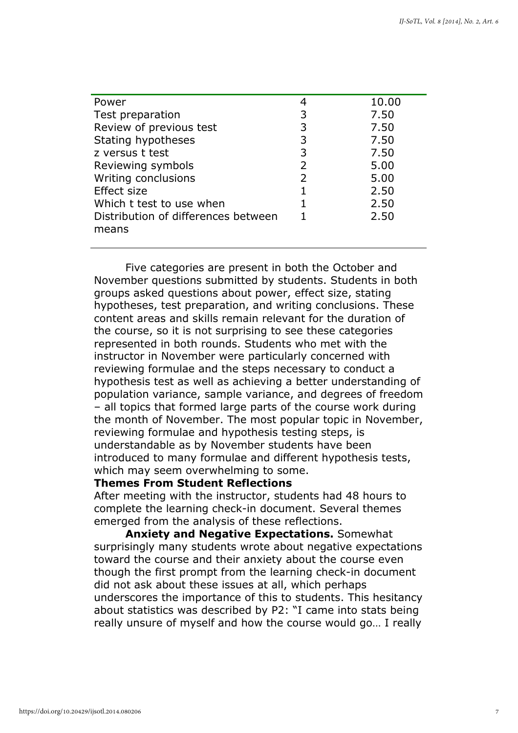| | | |
|---|---|---|
| Power | 4 | 10.00 |
| Test preparation | 3 | 7.50 |
| Review of previous test | 3 | 7.50 |
| Stating hypotheses | 3 | 7.50 |
| z versus t test | 3 | 7.50 |
| Reviewing symbols | 2 | 5.00 |
| Writing conclusions | 2 | 5.00 |
| Effect size | 1 | 2.50 |
| Which t test to use when | 1 | 2.50 |
| Distribution of differences between means | 1 | 2.50 |

Five categories are present in both the October and November questions submitted by students. Students in both groups asked questions about power, effect size, stating hypotheses, test preparation, and writing conclusions. These content areas and skills remain relevant for the duration of the course, so it is not surprising to see these categories represented in both rounds. Students who met with the instructor in November were particularly concerned with reviewing formulae and the steps necessary to conduct a hypothesis test as well as achieving a better understanding of population variance, sample variance, and degrees of freedom – all topics that formed large parts of the course work during the month of November. The most popular topic in November, reviewing formulae and hypothesis testing steps, is understandable as by November students have been introduced to many formulae and different hypothesis tests, which may seem overwhelming to some.

**Themes From Student Reflections**

After meeting with the instructor, students had 48 hours to complete the learning check-in document. Several themes emerged from the analysis of these reflections.

**Anxiety and Negative Expectations.** Somewhat surprisingly many students wrote about negative expectations toward the course and their anxiety about the course even though the first prompt from the learning check-in document did not ask about these issues at all, which perhaps underscores the importance of this to students. This hesitancy about statistics was described by P2: "I came into stats being really unsure of myself and how the course would go… I really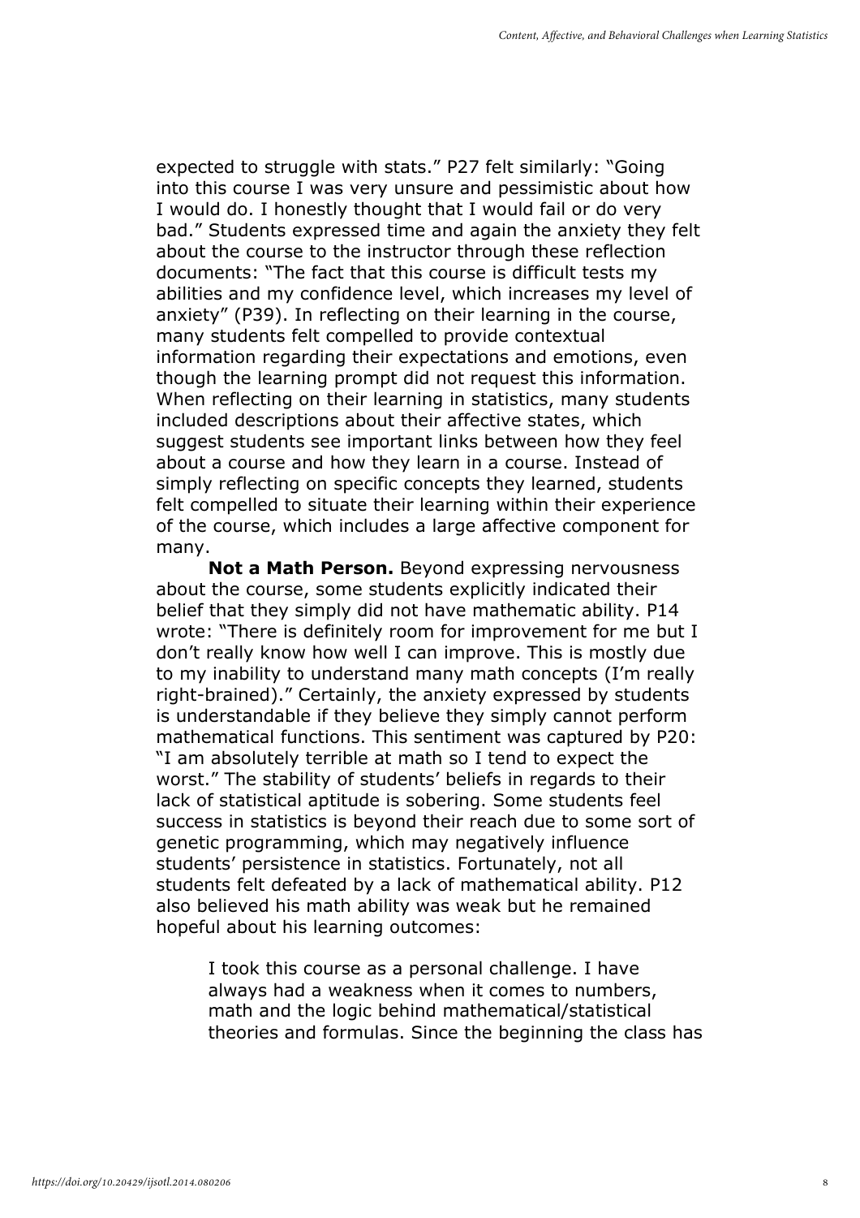expected to struggle with stats." P27 felt similarly: "Going into this course I was very unsure and pessimistic about how I would do. I honestly thought that I would fail or do very bad." Students expressed time and again the anxiety they felt about the course to the instructor through these reflection documents: "The fact that this course is difficult tests my abilities and my confidence level, which increases my level of anxiety" (P39). In reflecting on their learning in the course, many students felt compelled to provide contextual information regarding their expectations and emotions, even though the learning prompt did not request this information. When reflecting on their learning in statistics, many students included descriptions about their affective states, which suggest students see important links between how they feel about a course and how they learn in a course. Instead of simply reflecting on specific concepts they learned, students felt compelled to situate their learning within their experience of the course, which includes a large affective component for many.

**Not a Math Person.** Beyond expressing nervousness about the course, some students explicitly indicated their belief that they simply did not have mathematic ability. P14 wrote: "There is definitely room for improvement for me but I don't really know how well I can improve. This is mostly due to my inability to understand many math concepts (I'm really right-brained)." Certainly, the anxiety expressed by students is understandable if they believe they simply cannot perform mathematical functions. This sentiment was captured by P20: "I am absolutely terrible at math so I tend to expect the worst." The stability of students' beliefs in regards to their lack of statistical aptitude is sobering. Some students feel success in statistics is beyond their reach due to some sort of genetic programming, which may negatively influence students' persistence in statistics. Fortunately, not all students felt defeated by a lack of mathematical ability. P12 also believed his math ability was weak but he remained hopeful about his learning outcomes:

> I took this course as a personal challenge. I have always had a weakness when it comes to numbers, math and the logic behind mathematical/statistical theories and formulas. Since the beginning the class has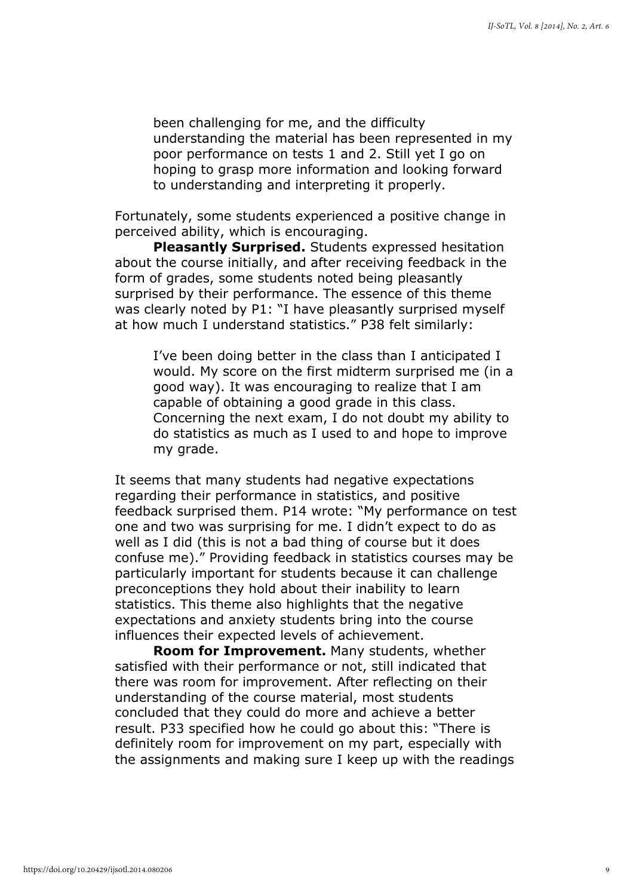> been challenging for me, and the difficulty understanding the material has been represented in my poor performance on tests 1 and 2. Still yet I go on hoping to grasp more information and looking forward to understanding and interpreting it properly.

Fortunately, some students experienced a positive change in perceived ability, which is encouraging.

**Pleasantly Surprised.** Students expressed hesitation about the course initially, and after receiving feedback in the form of grades, some students noted being pleasantly surprised by their performance. The essence of this theme was clearly noted by P1: "I have pleasantly surprised myself at how much I understand statistics." P38 felt similarly:

> I've been doing better in the class than I anticipated I would. My score on the first midterm surprised me (in a good way). It was encouraging to realize that I am capable of obtaining a good grade in this class. Concerning the next exam, I do not doubt my ability to do statistics as much as I used to and hope to improve my grade.

It seems that many students had negative expectations regarding their performance in statistics, and positive feedback surprised them. P14 wrote: "My performance on test one and two was surprising for me. I didn't expect to do as well as I did (this is not a bad thing of course but it does confuse me)." Providing feedback in statistics courses may be particularly important for students because it can challenge preconceptions they hold about their inability to learn statistics. This theme also highlights that the negative expectations and anxiety students bring into the course influences their expected levels of achievement.

**Room for Improvement.** Many students, whether satisfied with their performance or not, still indicated that there was room for improvement. After reflecting on their understanding of the course material, most students concluded that they could do more and achieve a better result. P33 specified how he could go about this: "There is definitely room for improvement on my part, especially with the assignments and making sure I keep up with the readings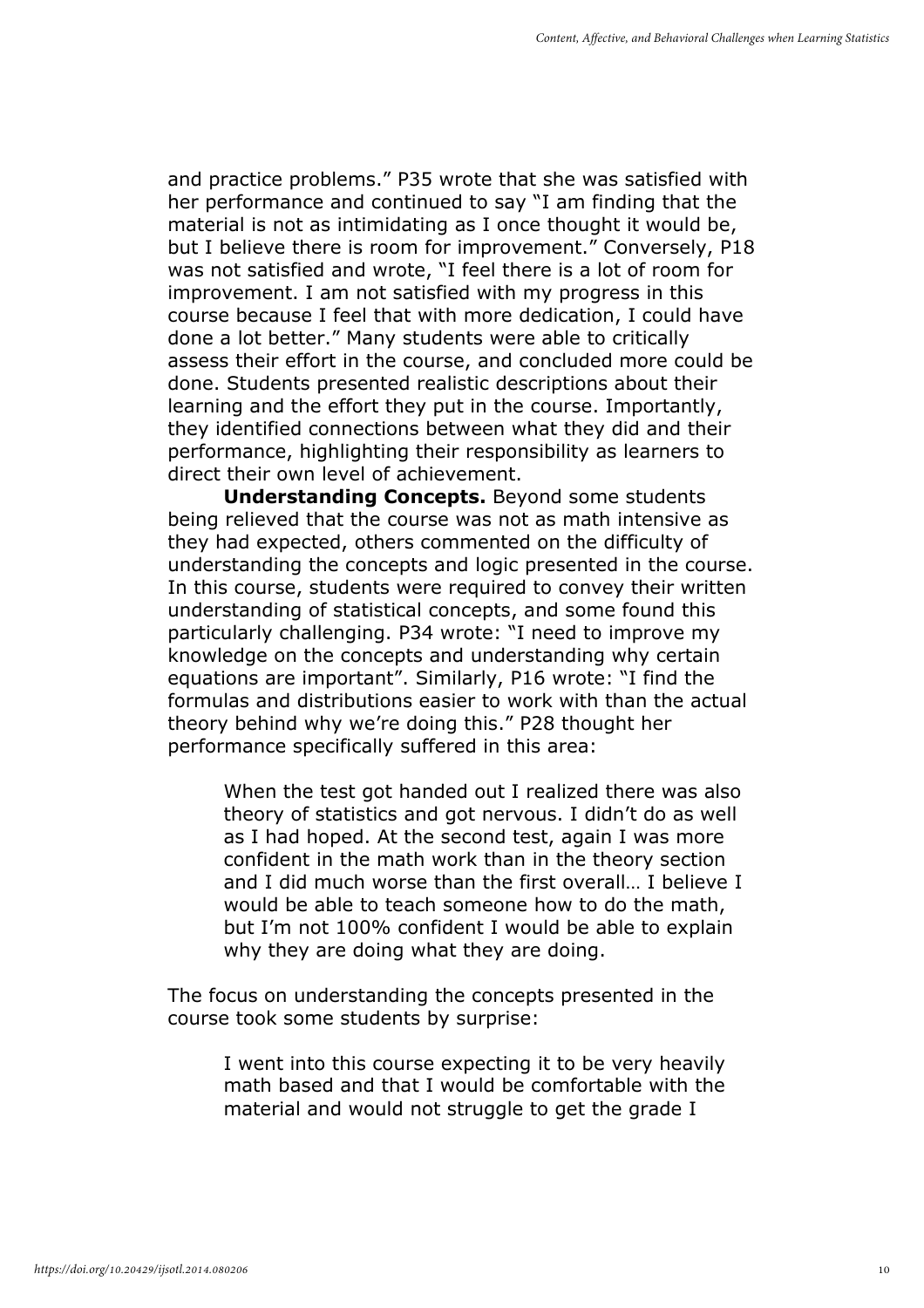and practice problems." P35 wrote that she was satisfied with her performance and continued to say "I am finding that the material is not as intimidating as I once thought it would be, but I believe there is room for improvement." Conversely, P18 was not satisfied and wrote, "I feel there is a lot of room for improvement. I am not satisfied with my progress in this course because I feel that with more dedication, I could have done a lot better." Many students were able to critically assess their effort in the course, and concluded more could be done. Students presented realistic descriptions about their learning and the effort they put in the course. Importantly, they identified connections between what they did and their performance, highlighting their responsibility as learners to direct their own level of achievement.

**Understanding Concepts.** Beyond some students being relieved that the course was not as math intensive as they had expected, others commented on the difficulty of understanding the concepts and logic presented in the course. In this course, students were required to convey their written understanding of statistical concepts, and some found this particularly challenging. P34 wrote: "I need to improve my knowledge on the concepts and understanding why certain equations are important". Similarly, P16 wrote: "I find the formulas and distributions easier to work with than the actual theory behind why we're doing this." P28 thought her performance specifically suffered in this area:

> When the test got handed out I realized there was also theory of statistics and got nervous. I didn't do as well as I had hoped. At the second test, again I was more confident in the math work than in the theory section and I did much worse than the first overall… I believe I would be able to teach someone how to do the math, but I'm not 100% confident I would be able to explain why they are doing what they are doing.

The focus on understanding the concepts presented in the course took some students by surprise:

> I went into this course expecting it to be very heavily math based and that I would be comfortable with the material and would not struggle to get the grade I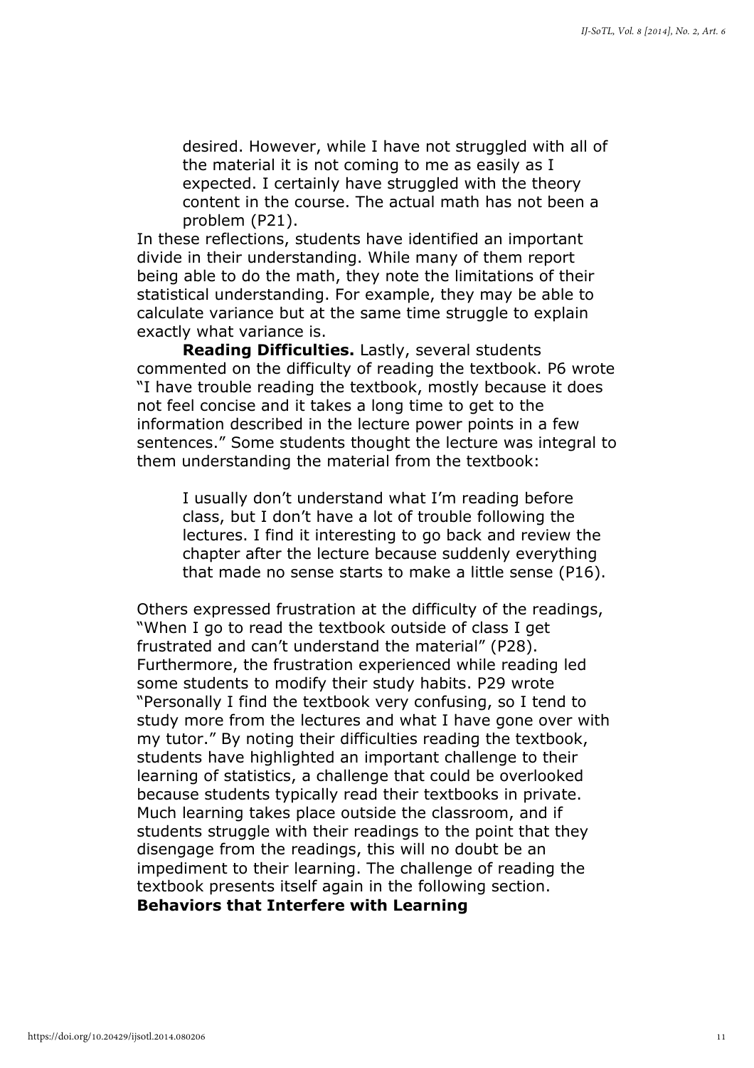> desired. However, while I have not struggled with all of the material it is not coming to me as easily as I expected. I certainly have struggled with the theory content in the course. The actual math has not been a problem (P21).

In these reflections, students have identified an important divide in their understanding. While many of them report being able to do the math, they note the limitations of their statistical understanding. For example, they may be able to calculate variance but at the same time struggle to explain exactly what variance is.

**Reading Difficulties.** Lastly, several students commented on the difficulty of reading the textbook. P6 wrote "I have trouble reading the textbook, mostly because it does not feel concise and it takes a long time to get to the information described in the lecture power points in a few sentences." Some students thought the lecture was integral to them understanding the material from the textbook:

> I usually don't understand what I'm reading before class, but I don't have a lot of trouble following the lectures. I find it interesting to go back and review the chapter after the lecture because suddenly everything that made no sense starts to make a little sense (P16).

Others expressed frustration at the difficulty of the readings, "When I go to read the textbook outside of class I get frustrated and can't understand the material" (P28). Furthermore, the frustration experienced while reading led some students to modify their study habits. P29 wrote "Personally I find the textbook very confusing, so I tend to study more from the lectures and what I have gone over with my tutor." By noting their difficulties reading the textbook, students have highlighted an important challenge to their learning of statistics, a challenge that could be overlooked because students typically read their textbooks in private. Much learning takes place outside the classroom, and if students struggle with their readings to the point that they disengage from the readings, this will no doubt be an impediment to their learning. The challenge of reading the textbook presents itself again in the following section.

**Behaviors that Interfere with Learning**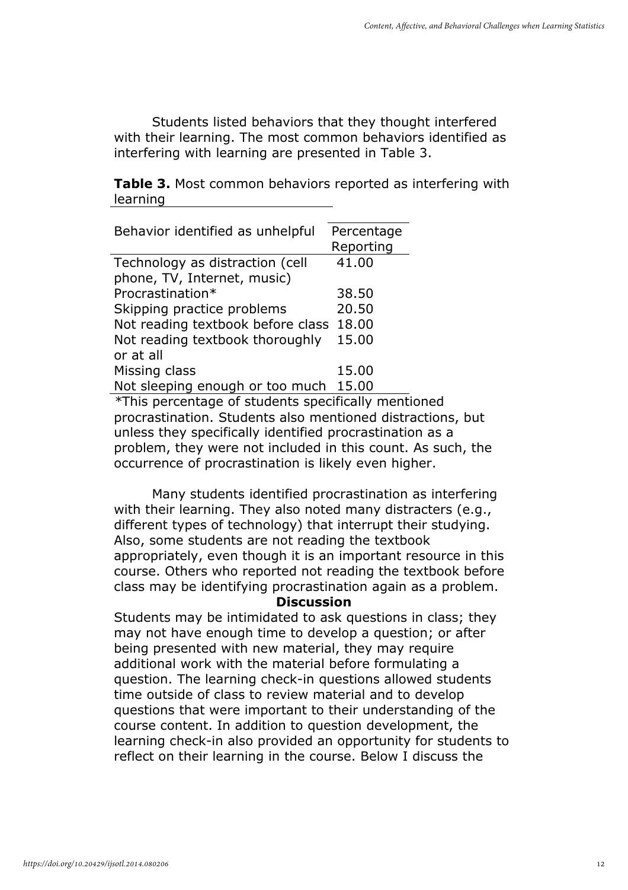Students listed behaviors that they thought interfered with their learning. The most common behaviors identified as interfering with learning are presented in Table 3.

**Table 3.** Most common behaviors reported as interfering with learning

| Behavior identified as unhelpful | Percentage Reporting |
|---|---|
| Technology as distraction (cell phone, TV, Internet, music) | 41.00 |
| Procrastination* | 38.50 |
| Skipping practice problems | 20.50 |
| Not reading textbook before class | 18.00 |
| Not reading textbook thoroughly or at all | 15.00 |
| Missing class | 15.00 |
| Not sleeping enough or too much | 15.00 |

*This percentage of students specifically mentioned procrastination. Students also mentioned distractions, but unless they specifically identified procrastination as a problem, they were not included in this count. As such, the occurrence of procrastination is likely even higher.

Many students identified procrastination as interfering with their learning. They also noted many distracters (e.g., different types of technology) that interrupt their studying. Also, some students are not reading the textbook appropriately, even though it is an important resource in this course. Others who reported not reading the textbook before class may be identifying procrastination again as a problem.

## Discussion

Students may be intimidated to ask questions in class; they may not have enough time to develop a question; or after being presented with new material, they may require additional work with the material before formulating a question. The learning check-in questions allowed students time outside of class to review material and to develop questions that were important to their understanding of the course content. In addition to question development, the learning check-in also provided an opportunity for students to reflect on their learning in the course. Below I discuss the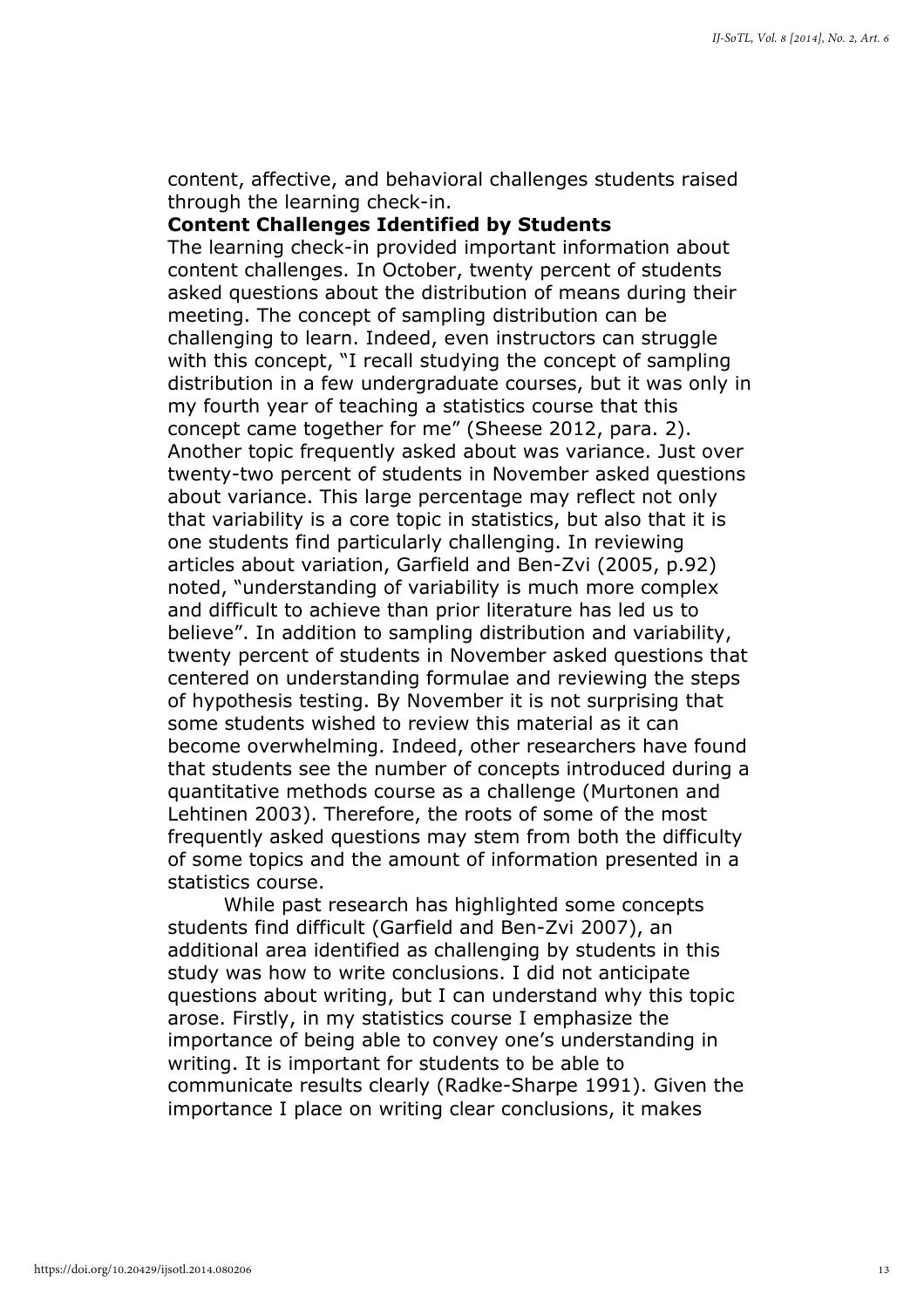content, affective, and behavioral challenges students raised through the learning check-in.

**Content Challenges Identified by Students**

The learning check-in provided important information about content challenges. In October, twenty percent of students asked questions about the distribution of means during their meeting. The concept of sampling distribution can be challenging to learn. Indeed, even instructors can struggle with this concept, "I recall studying the concept of sampling distribution in a few undergraduate courses, but it was only in my fourth year of teaching a statistics course that this concept came together for me" (Sheese 2012, para. 2). Another topic frequently asked about was variance. Just over twenty-two percent of students in November asked questions about variance. This large percentage may reflect not only that variability is a core topic in statistics, but also that it is one students find particularly challenging. In reviewing articles about variation, Garfield and Ben-Zvi (2005, p.92) noted, "understanding of variability is much more complex and difficult to achieve than prior literature has led us to believe". In addition to sampling distribution and variability, twenty percent of students in November asked questions that centered on understanding formulae and reviewing the steps of hypothesis testing. By November it is not surprising that some students wished to review this material as it can become overwhelming. Indeed, other researchers have found that students see the number of concepts introduced during a quantitative methods course as a challenge (Murtonen and Lehtinen 2003). Therefore, the roots of some of the most frequently asked questions may stem from both the difficulty of some topics and the amount of information presented in a statistics course.

While past research has highlighted some concepts students find difficult (Garfield and Ben-Zvi 2007), an additional area identified as challenging by students in this study was how to write conclusions. I did not anticipate questions about writing, but I can understand why this topic arose. Firstly, in my statistics course I emphasize the importance of being able to convey one's understanding in writing. It is important for students to be able to communicate results clearly (Radke-Sharpe 1991). Given the importance I place on writing clear conclusions, it makes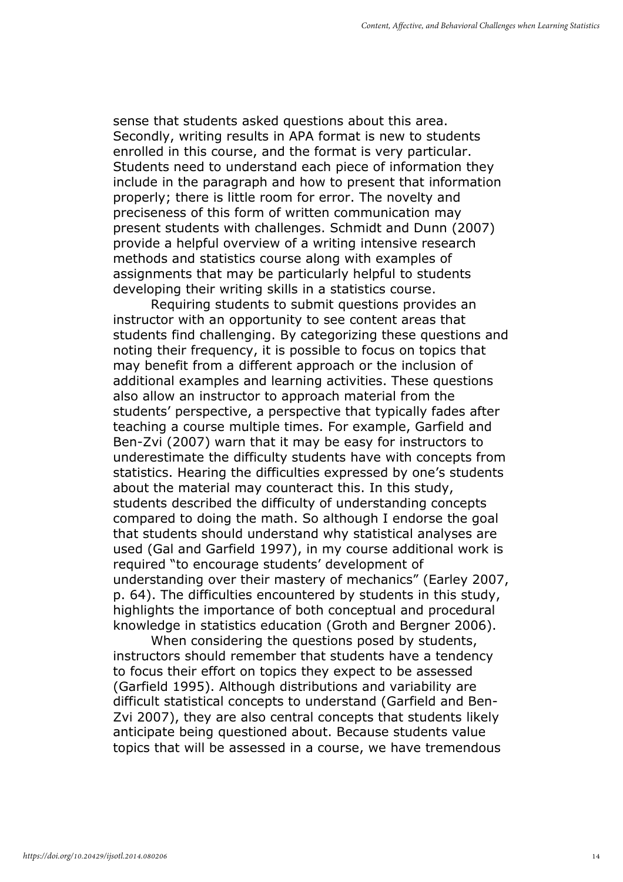sense that students asked questions about this area. Secondly, writing results in APA format is new to students enrolled in this course, and the format is very particular. Students need to understand each piece of information they include in the paragraph and how to present that information properly; there is little room for error. The novelty and preciseness of this form of written communication may present students with challenges. Schmidt and Dunn (2007) provide a helpful overview of a writing intensive research methods and statistics course along with examples of assignments that may be particularly helpful to students developing their writing skills in a statistics course.

Requiring students to submit questions provides an instructor with an opportunity to see content areas that students find challenging. By categorizing these questions and noting their frequency, it is possible to focus on topics that may benefit from a different approach or the inclusion of additional examples and learning activities. These questions also allow an instructor to approach material from the students' perspective, a perspective that typically fades after teaching a course multiple times. For example, Garfield and Ben-Zvi (2007) warn that it may be easy for instructors to underestimate the difficulty students have with concepts from statistics. Hearing the difficulties expressed by one's students about the material may counteract this. In this study, students described the difficulty of understanding concepts compared to doing the math. So although I endorse the goal that students should understand why statistical analyses are used (Gal and Garfield 1997), in my course additional work is required "to encourage students' development of understanding over their mastery of mechanics" (Earley 2007, p. 64). The difficulties encountered by students in this study, highlights the importance of both conceptual and procedural knowledge in statistics education (Groth and Bergner 2006).

When considering the questions posed by students, instructors should remember that students have a tendency to focus their effort on topics they expect to be assessed (Garfield 1995). Although distributions and variability are difficult statistical concepts to understand (Garfield and Ben-Zvi 2007), they are also central concepts that students likely anticipate being questioned about. Because students value topics that will be assessed in a course, we have tremendous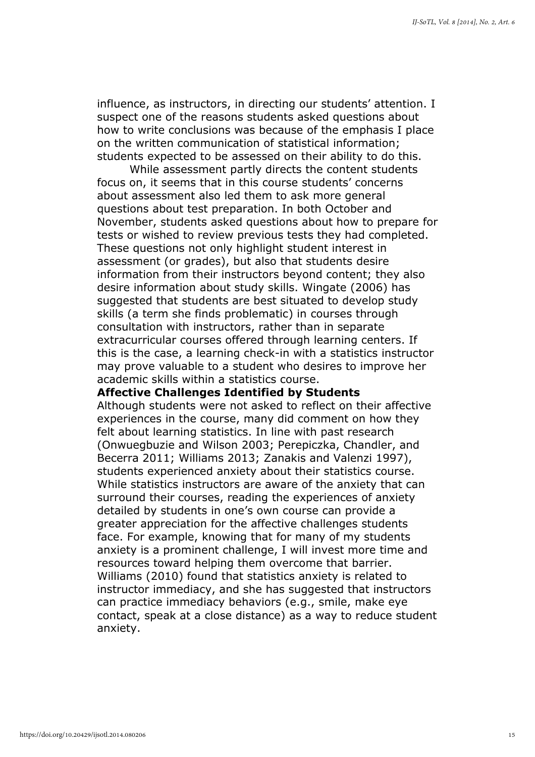influence, as instructors, in directing our students' attention. I suspect one of the reasons students asked questions about how to write conclusions was because of the emphasis I place on the written communication of statistical information; students expected to be assessed on their ability to do this.

While assessment partly directs the content students focus on, it seems that in this course students' concerns about assessment also led them to ask more general questions about test preparation. In both October and November, students asked questions about how to prepare for tests or wished to review previous tests they had completed. These questions not only highlight student interest in assessment (or grades), but also that students desire information from their instructors beyond content; they also desire information about study skills. Wingate (2006) has suggested that students are best situated to develop study skills (a term she finds problematic) in courses through consultation with instructors, rather than in separate extracurricular courses offered through learning centers. If this is the case, a learning check-in with a statistics instructor may prove valuable to a student who desires to improve her academic skills within a statistics course.

**Affective Challenges Identified by Students**

Although students were not asked to reflect on their affective experiences in the course, many did comment on how they felt about learning statistics. In line with past research (Onwuegbuzie and Wilson 2003; Perepiczka, Chandler, and Becerra 2011; Williams 2013; Zanakis and Valenzi 1997), students experienced anxiety about their statistics course. While statistics instructors are aware of the anxiety that can surround their courses, reading the experiences of anxiety detailed by students in one's own course can provide a greater appreciation for the affective challenges students face. For example, knowing that for many of my students anxiety is a prominent challenge, I will invest more time and resources toward helping them overcome that barrier. Williams (2010) found that statistics anxiety is related to instructor immediacy, and she has suggested that instructors can practice immediacy behaviors (e.g., smile, make eye contact, speak at a close distance) as a way to reduce student anxiety.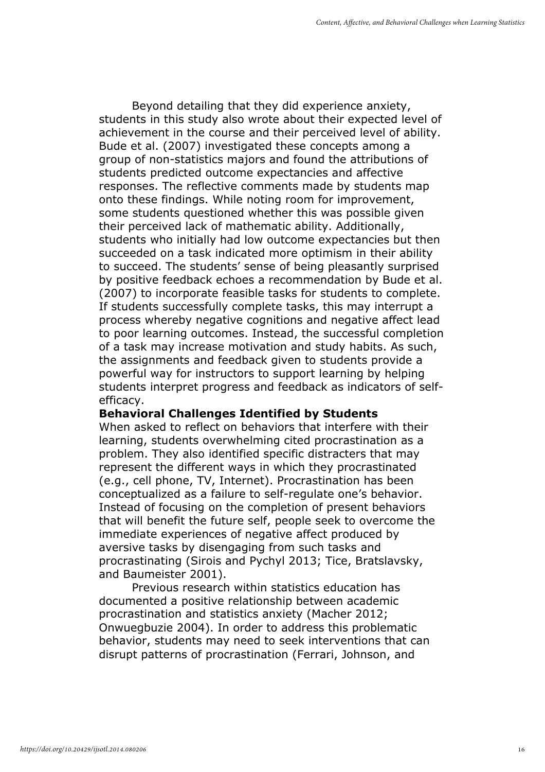Beyond detailing that they did experience anxiety, students in this study also wrote about their expected level of achievement in the course and their perceived level of ability. Bude et al. (2007) investigated these concepts among a group of non-statistics majors and found the attributions of students predicted outcome expectancies and affective responses. The reflective comments made by students map onto these findings. While noting room for improvement, some students questioned whether this was possible given their perceived lack of mathematic ability. Additionally, students who initially had low outcome expectancies but then succeeded on a task indicated more optimism in their ability to succeed. The students' sense of being pleasantly surprised by positive feedback echoes a recommendation by Bude et al. (2007) to incorporate feasible tasks for students to complete. If students successfully complete tasks, this may interrupt a process whereby negative cognitions and negative affect lead to poor learning outcomes. Instead, the successful completion of a task may increase motivation and study habits. As such, the assignments and feedback given to students provide a powerful way for instructors to support learning by helping students interpret progress and feedback as indicators of self-efficacy.

**Behavioral Challenges Identified by Students**

When asked to reflect on behaviors that interfere with their learning, students overwhelming cited procrastination as a problem. They also identified specific distracters that may represent the different ways in which they procrastinated (e.g., cell phone, TV, Internet). Procrastination has been conceptualized as a failure to self-regulate one's behavior. Instead of focusing on the completion of present behaviors that will benefit the future self, people seek to overcome the immediate experiences of negative affect produced by aversive tasks by disengaging from such tasks and procrastinating (Sirois and Pychyl 2013; Tice, Bratslavsky, and Baumeister 2001).

Previous research within statistics education has documented a positive relationship between academic procrastination and statistics anxiety (Macher 2012; Onwuegbuzie 2004). In order to address this problematic behavior, students may need to seek interventions that can disrupt patterns of procrastination (Ferrari, Johnson, and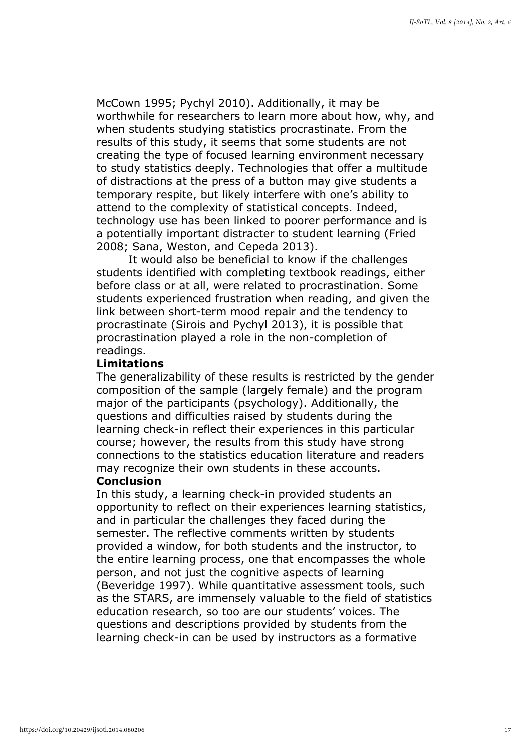McCown 1995; Pychyl 2010). Additionally, it may be worthwhile for researchers to learn more about how, why, and when students studying statistics procrastinate. From the results of this study, it seems that some students are not creating the type of focused learning environment necessary to study statistics deeply. Technologies that offer a multitude of distractions at the press of a button may give students a temporary respite, but likely interfere with one's ability to attend to the complexity of statistical concepts. Indeed, technology use has been linked to poorer performance and is a potentially important distracter to student learning (Fried 2008; Sana, Weston, and Cepeda 2013).

It would also be beneficial to know if the challenges students identified with completing textbook readings, either before class or at all, were related to procrastination. Some students experienced frustration when reading, and given the link between short-term mood repair and the tendency to procrastinate (Sirois and Pychyl 2013), it is possible that procrastination played a role in the non-completion of readings.

### Limitations

The generalizability of these results is restricted by the gender composition of the sample (largely female) and the program major of the participants (psychology). Additionally, the questions and difficulties raised by students during the learning check-in reflect their experiences in this particular course; however, the results from this study have strong connections to the statistics education literature and readers may recognize their own students in these accounts.

### Conclusion

In this study, a learning check-in provided students an opportunity to reflect on their experiences learning statistics, and in particular the challenges they faced during the semester. The reflective comments written by students provided a window, for both students and the instructor, to the entire learning process, one that encompasses the whole person, and not just the cognitive aspects of learning (Beveridge 1997). While quantitative assessment tools, such as the STARS, are immensely valuable to the field of statistics education research, so too are our students' voices. The questions and descriptions provided by students from the learning check-in can be used by instructors as a formative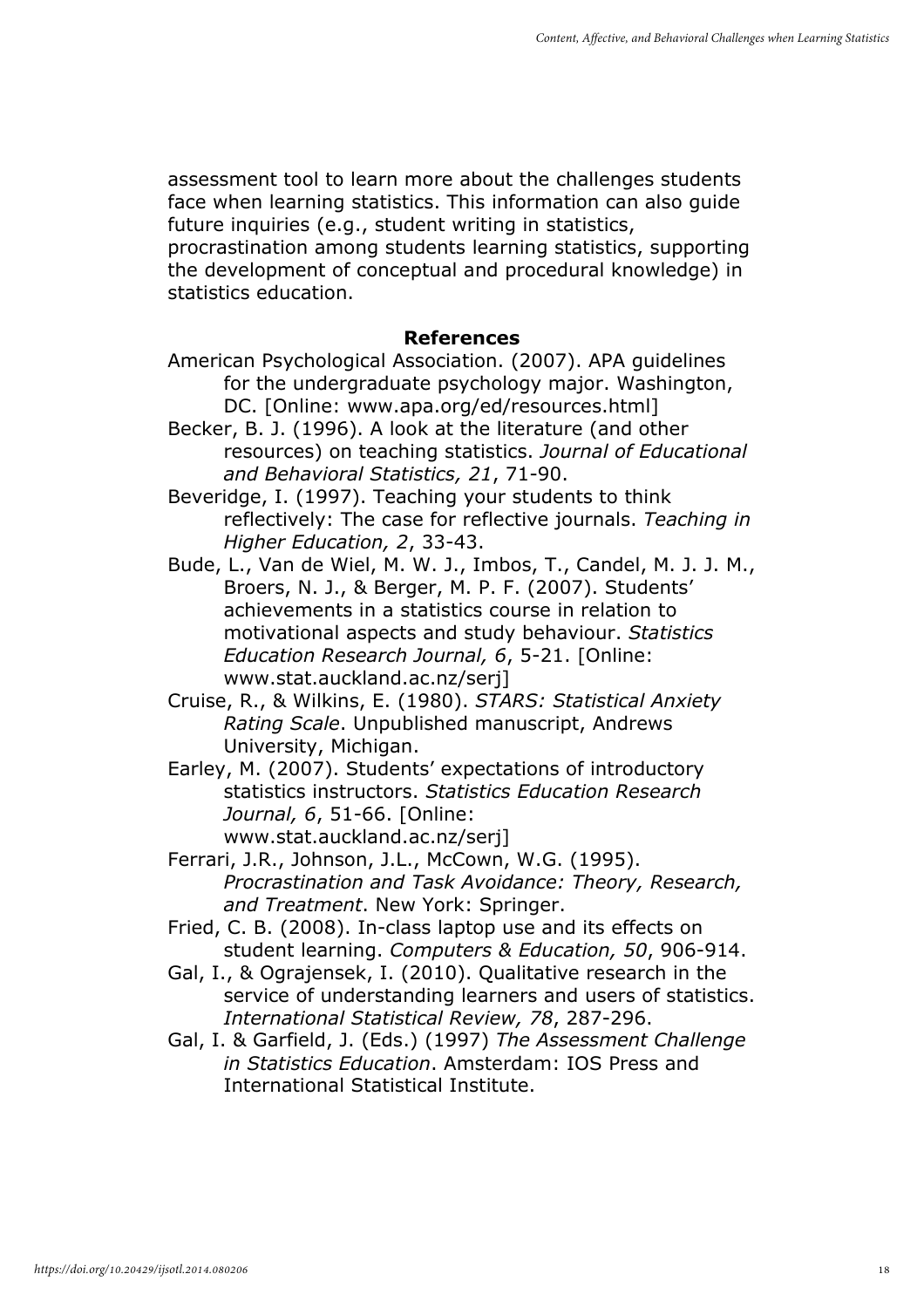assessment tool to learn more about the challenges students face when learning statistics. This information can also guide future inquiries (e.g., student writing in statistics, procrastination among students learning statistics, supporting the development of conceptual and procedural knowledge) in statistics education.

## References

American Psychological Association. (2007). APA guidelines for the undergraduate psychology major. Washington, DC. [Online: www.apa.org/ed/resources.html]

Becker, B. J. (1996). A look at the literature (and other resources) on teaching statistics. *Journal of Educational and Behavioral Statistics, 21*, 71-90.

Beveridge, I. (1997). Teaching your students to think reflectively: The case for reflective journals. *Teaching in Higher Education, 2*, 33-43.

Bude, L., Van de Wiel, M. W. J., Imbos, T., Candel, M. J. J. M., Broers, N. J., & Berger, M. P. F. (2007). Students' achievements in a statistics course in relation to motivational aspects and study behaviour. *Statistics Education Research Journal, 6*, 5-21. [Online: www.stat.auckland.ac.nz/serj]

Cruise, R., & Wilkins, E. (1980). *STARS: Statistical Anxiety Rating Scale*. Unpublished manuscript, Andrews University, Michigan.

Earley, M. (2007). Students' expectations of introductory statistics instructors. *Statistics Education Research Journal, 6*, 51-66. [Online: www.stat.auckland.ac.nz/serj]

Ferrari, J.R., Johnson, J.L., McCown, W.G. (1995). *Procrastination and Task Avoidance: Theory, Research, and Treatment*. New York: Springer.

Fried, C. B. (2008). In-class laptop use and its effects on student learning. *Computers & Education, 50*, 906-914.

Gal, I., & Ograjensek, I. (2010). Qualitative research in the service of understanding learners and users of statistics. *International Statistical Review, 78*, 287-296.

Gal, I. & Garfield, J. (Eds.) (1997) *The Assessment Challenge in Statistics Education*. Amsterdam: IOS Press and International Statistical Institute.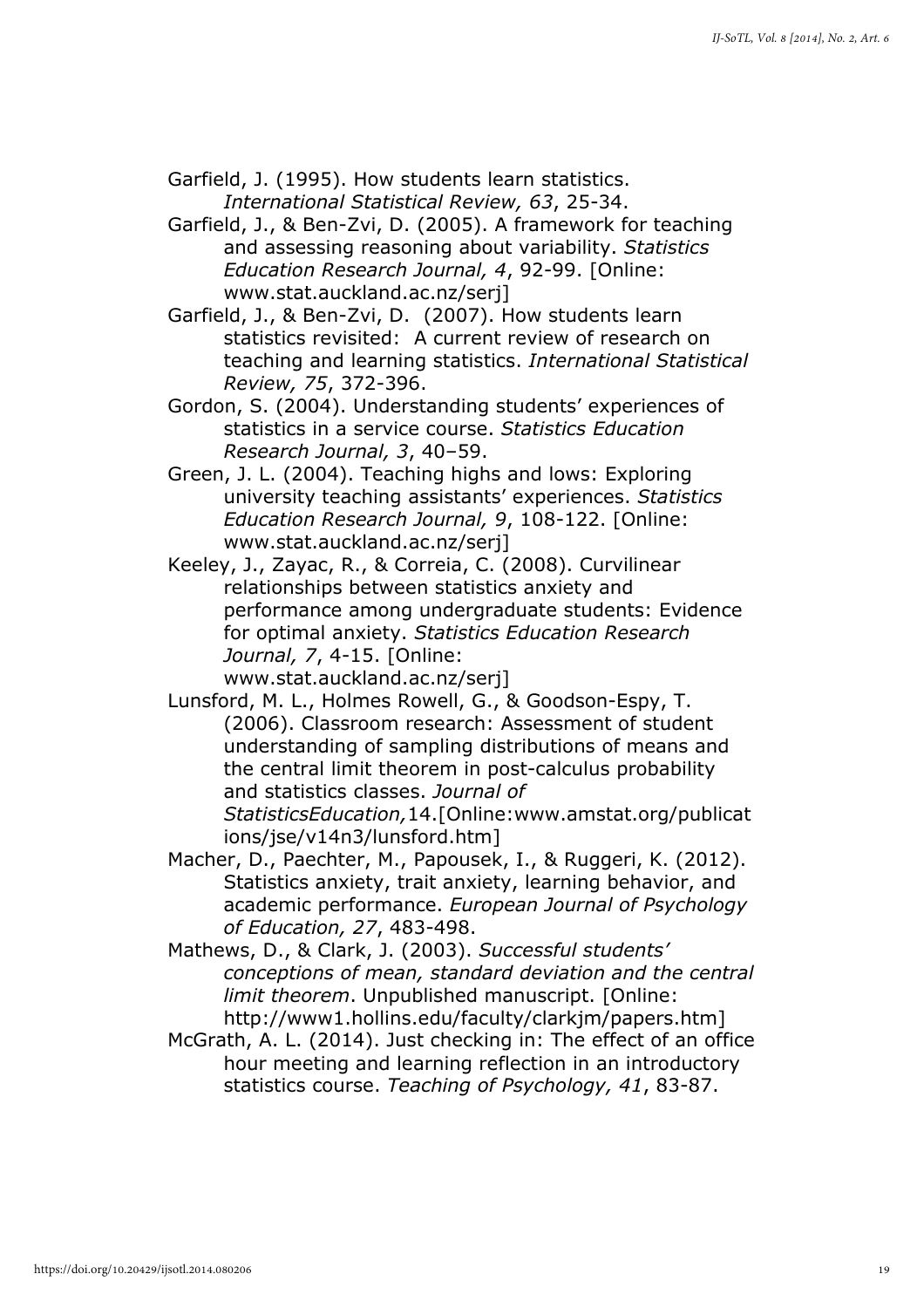Garfield, J. (1995). How students learn statistics. *International Statistical Review, 63*, 25-34.

Garfield, J., & Ben-Zvi, D. (2005). A framework for teaching and assessing reasoning about variability. *Statistics Education Research Journal, 4*, 92-99. [Online: www.stat.auckland.ac.nz/serj]

Garfield, J., & Ben-Zvi, D. (2007). How students learn statistics revisited: A current review of research on teaching and learning statistics. *International Statistical Review, 75*, 372-396.

Gordon, S. (2004). Understanding students' experiences of statistics in a service course. *Statistics Education Research Journal, 3*, 40–59.

Green, J. L. (2004). Teaching highs and lows: Exploring university teaching assistants' experiences. *Statistics Education Research Journal, 9*, 108-122. [Online: www.stat.auckland.ac.nz/serj]

Keeley, J., Zayac, R., & Correia, C. (2008). Curvilinear relationships between statistics anxiety and performance among undergraduate students: Evidence for optimal anxiety. *Statistics Education Research Journal, 7*, 4-15. [Online: www.stat.auckland.ac.nz/serj]

Lunsford, M. L., Holmes Rowell, G., & Goodson-Espy, T. (2006). Classroom research: Assessment of student understanding of sampling distributions of means and the central limit theorem in post-calculus probability and statistics classes. *Journal of StatisticsEducation,*14.[Online:www.amstat.org/publications/jse/v14n3/lunsford.htm]

Macher, D., Paechter, M., Papousek, I., & Ruggeri, K. (2012). Statistics anxiety, trait anxiety, learning behavior, and academic performance. *European Journal of Psychology of Education, 27*, 483-498.

Mathews, D., & Clark, J. (2003). *Successful students' conceptions of mean, standard deviation and the central limit theorem*. Unpublished manuscript. [Online: http://www1.hollins.edu/faculty/clarkjm/papers.htm]

McGrath, A. L. (2014). Just checking in: The effect of an office hour meeting and learning reflection in an introductory statistics course. *Teaching of Psychology, 41*, 83-87.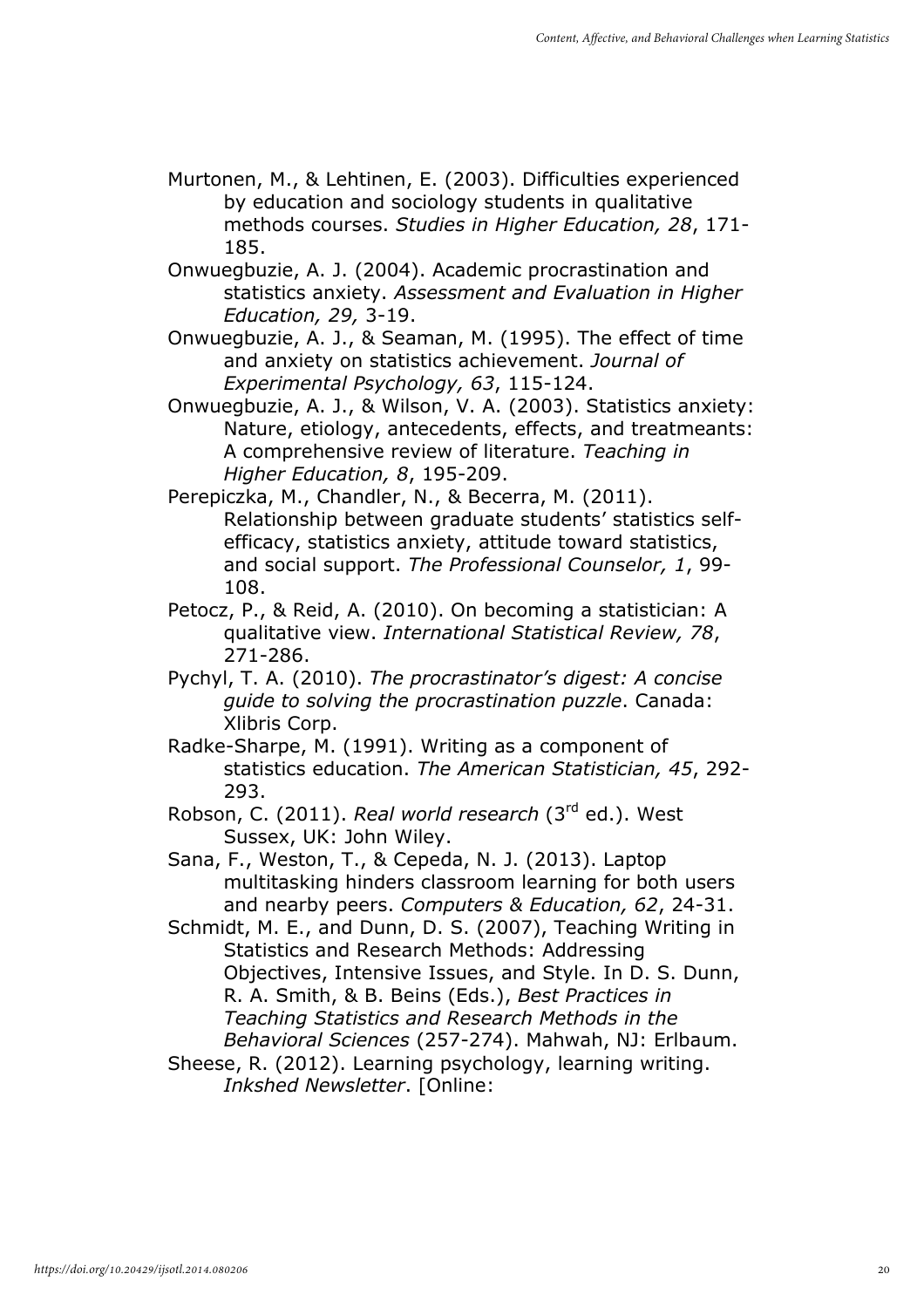Murtonen, M., & Lehtinen, E. (2003). Difficulties experienced by education and sociology students in qualitative methods courses. *Studies in Higher Education, 28*, 171-185.

Onwuegbuzie, A. J. (2004). Academic procrastination and statistics anxiety. *Assessment and Evaluation in Higher Education, 29,* 3-19.

Onwuegbuzie, A. J., & Seaman, M. (1995). The effect of time and anxiety on statistics achievement. *Journal of Experimental Psychology, 63*, 115-124.

Onwuegbuzie, A. J., & Wilson, V. A. (2003). Statistics anxiety: Nature, etiology, antecedents, effects, and treatmeants: A comprehensive review of literature. *Teaching in Higher Education, 8*, 195-209.

Perepiczka, M., Chandler, N., & Becerra, M. (2011). Relationship between graduate students' statistics self-efficacy, statistics anxiety, attitude toward statistics, and social support. *The Professional Counselor, 1*, 99-108.

Petocz, P., & Reid, A. (2010). On becoming a statistician: A qualitative view. *International Statistical Review, 78*, 271-286.

Pychyl, T. A. (2010). *The procrastinator's digest: A concise guide to solving the procrastination puzzle*. Canada: Xlibris Corp.

Radke-Sharpe, M. (1991). Writing as a component of statistics education. *The American Statistician, 45*, 292-293.

Robson, C. (2011). *Real world research* (3rd ed.). West Sussex, UK: John Wiley.

Sana, F., Weston, T., & Cepeda, N. J. (2013). Laptop multitasking hinders classroom learning for both users and nearby peers. *Computers & Education, 62*, 24-31.

Schmidt, M. E., and Dunn, D. S. (2007), Teaching Writing in Statistics and Research Methods: Addressing Objectives, Intensive Issues, and Style. In D. S. Dunn, R. A. Smith, & B. Beins (Eds.), *Best Practices in Teaching Statistics and Research Methods in the Behavioral Sciences* (257-274). Mahwah, NJ: Erlbaum.

Sheese, R. (2012). Learning psychology, learning writing. *Inkshed Newsletter*. [Online: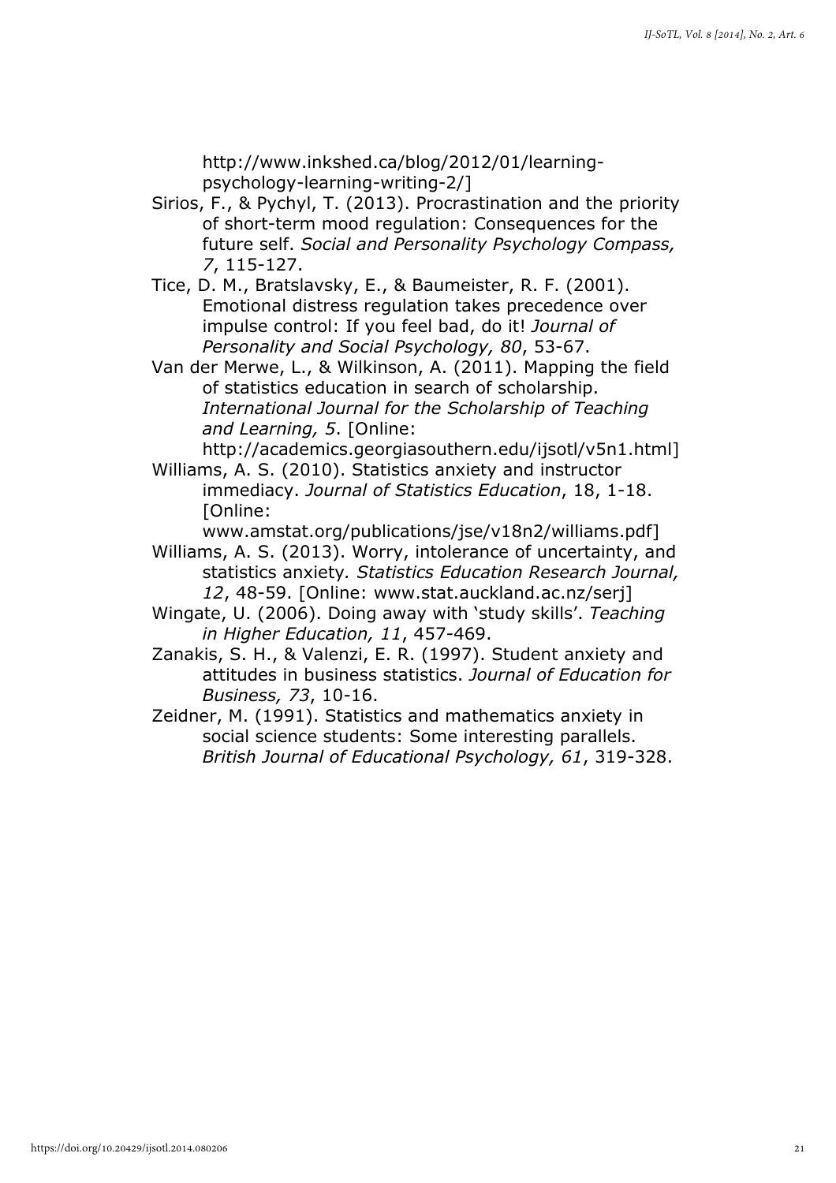http://www.inkshed.ca/blog/2012/01/learning-psychology-learning-writing-2/]

Sirios, F., & Pychyl, T. (2013). Procrastination and the priority of short-term mood regulation: Consequences for the future self. *Social and Personality Psychology Compass, 7*, 115-127.

Tice, D. M., Bratslavsky, E., & Baumeister, R. F. (2001). Emotional distress regulation takes precedence over impulse control: If you feel bad, do it! *Journal of Personality and Social Psychology, 80*, 53-67.

Van der Merwe, L., & Wilkinson, A. (2011). Mapping the field of statistics education in search of scholarship. *International Journal for the Scholarship of Teaching and Learning, 5*. [Online: http://academics.georgiasouthern.edu/ijsotl/v5n1.html]

Williams, A. S. (2010). Statistics anxiety and instructor immediacy. *Journal of Statistics Education*, 18, 1-18. [Online: www.amstat.org/publications/jse/v18n2/williams.pdf]

Williams, A. S. (2013). Worry, intolerance of uncertainty, and statistics anxiety*. Statistics Education Research Journal, 12*, 48-59. [Online: www.stat.auckland.ac.nz/serj]

Wingate, U. (2006). Doing away with 'study skills'. *Teaching in Higher Education, 11*, 457-469.

Zanakis, S. H., & Valenzi, E. R. (1997). Student anxiety and attitudes in business statistics. *Journal of Education for Business, 73*, 10-16.

Zeidner, M. (1991). Statistics and mathematics anxiety in social science students: Some interesting parallels. *British Journal of Educational Psychology, 61*, 319-328.